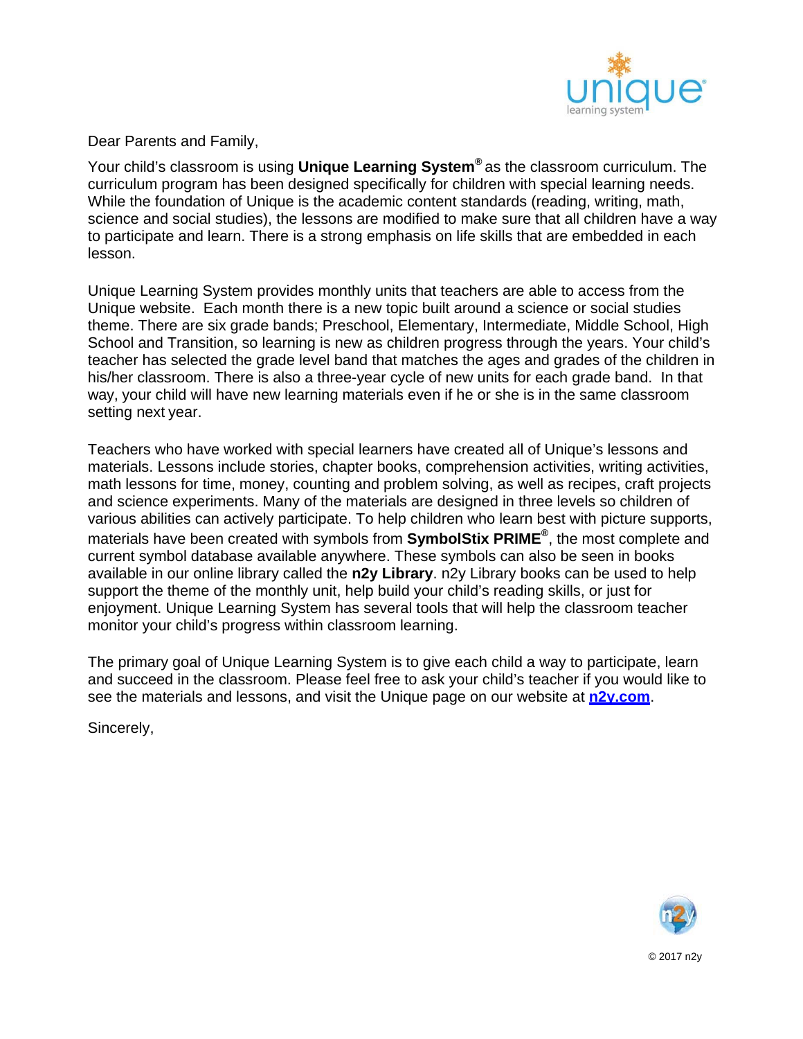Dear Parents and Family,

Your child's classroom is using **Unique Learning System®** as the classroom curriculum. The curriculum program has been designed specifically for children with special learning needs. While the foundation of Unique is the academic content standards (reading, writing, math, science and social studies), the lessons are modified to make sure that all children have a way to participate and learn. There is a strong emphasis on life skills that are embedded in each lesson.

Unique Learning System provides monthly units that teachers are able to access from the Unique website. Each month there is a new topic built around a science or social studies theme. There are six grade bands; Preschool, Elementary, Intermediate, Middle School, High School and Transition, so learning is new as children progress through the years. Your child's teacher has selected the grade level band that matches the ages and grades of the children in his/her classroom. There is also a three-year cycle of new units for each grade band. In that way, your child will have new learning materials even if he or she is in the same classroom setting next year.

Teachers who have worked with special learners have created all of Unique's lessons and materials. Lessons include stories, chapter books, comprehension activities, writing activities, math lessons for time, money, counting and problem solving, as well as recipes, craft projects and science experiments. Many of the materials are designed in three levels so children of various abilities can actively participate. To help children who learn best with picture supports, materials have been created with symbols from **SymbolStix PRIME®**, the most complete and current symbol database available anywhere. These symbols can also be seen in books available in our online library called the **n2y Library**. n2y Library books can be used to help support the theme of the monthly unit, help build your child's reading skills, or just for enjoyment. Unique Learning System has several tools that will help the classroom teacher monitor your child's progress within classroom learning.

The primary goal of Unique Learning System is to give each child a way to participate, learn and succeed in the classroom. Please feel free to ask your child's teacher if you would like to see the materials and lessons, and visit the Unique page on our website at **n2y.com**.

Sincerely,

© 2017 n2y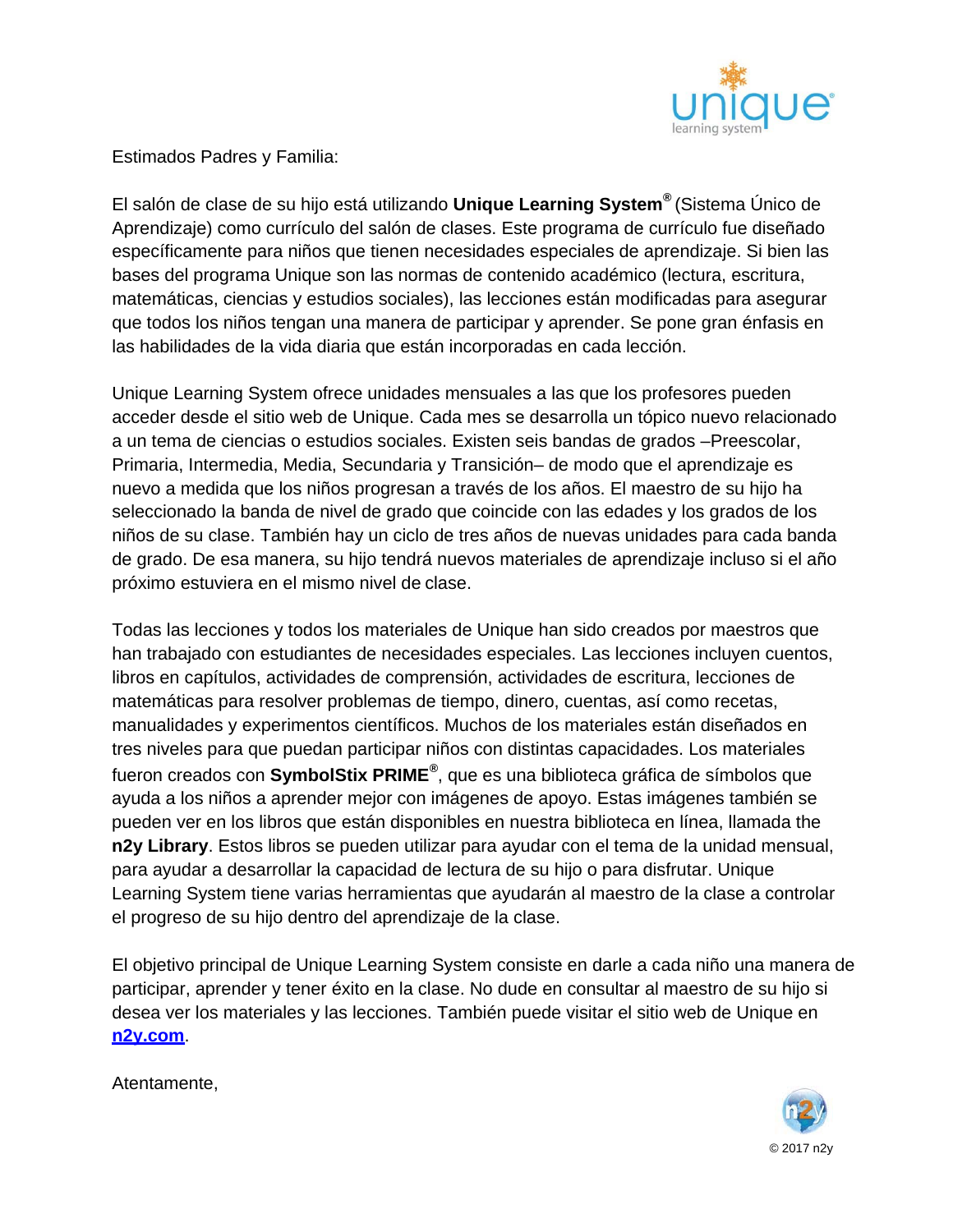Estimados Padres y Familia:

El salón de clase de su hijo está utilizando **Unique Learning System®** (Sistema Único de Aprendizaje) como currículo del salón de clases. Este programa de currículo fue diseñado específicamente para niños que tienen necesidades especiales de aprendizaje. Si bien las bases del programa Unique son las normas de contenido académico (lectura, escritura, matemáticas, ciencias y estudios sociales), las lecciones están modificadas para asegurar que todos los niños tengan una manera de participar y aprender. Se pone gran énfasis en las habilidades de la vida diaria que están incorporadas en cada lección.

Unique Learning System ofrece unidades mensuales a las que los profesores pueden acceder desde el sitio web de Unique. Cada mes se desarrolla un tópico nuevo relacionado a un tema de ciencias o estudios sociales. Existen seis bandas de grados –Preescolar, Primaria, Intermedia, Media, Secundaria y Transición– de modo que el aprendizaje es nuevo a medida que los niños progresan a través de los años. El maestro de su hijo ha seleccionado la banda de nivel de grado que coincide con las edades y los grados de los niños de su clase. También hay un ciclo de tres años de nuevas unidades para cada banda de grado. De esa manera, su hijo tendrá nuevos materiales de aprendizaje incluso si el año próximo estuviera en el mismo nivel de clase.

Todas las lecciones y todos los materiales de Unique han sido creados por maestros que han trabajado con estudiantes de necesidades especiales. Las lecciones incluyen cuentos, libros en capítulos, actividades de comprensión, actividades de escritura, lecciones de matemáticas para resolver problemas de tiempo, dinero, cuentas, así como recetas, manualidades y experimentos científicos. Muchos de los materiales están diseñados en tres niveles para que puedan participar niños con distintas capacidades. Los materiales fueron creados con **SymbolStix PRIME®**, que es una biblioteca gráfica de símbolos que ayuda a los niños a aprender mejor con imágenes de apoyo. Estas imágenes también se pueden ver en los libros que están disponibles en nuestra biblioteca en línea, llamada the **n2y Library**. Estos libros se pueden utilizar para ayudar con el tema de la unidad mensual, para ayudar a desarrollar la capacidad de lectura de su hijo o para disfrutar. Unique Learning System tiene varias herramientas que ayudarán al maestro de la clase a controlar el progreso de su hijo dentro del aprendizaje de la clase.

El objetivo principal de Unique Learning System consiste en darle a cada niño una manera de participar, aprender y tener éxito en la clase. No dude en consultar al maestro de su hijo si desea ver los materiales y las lecciones. También puede visitar el sitio web de Unique en **n2y.com**.

Atentamente,

© 2017 n2y